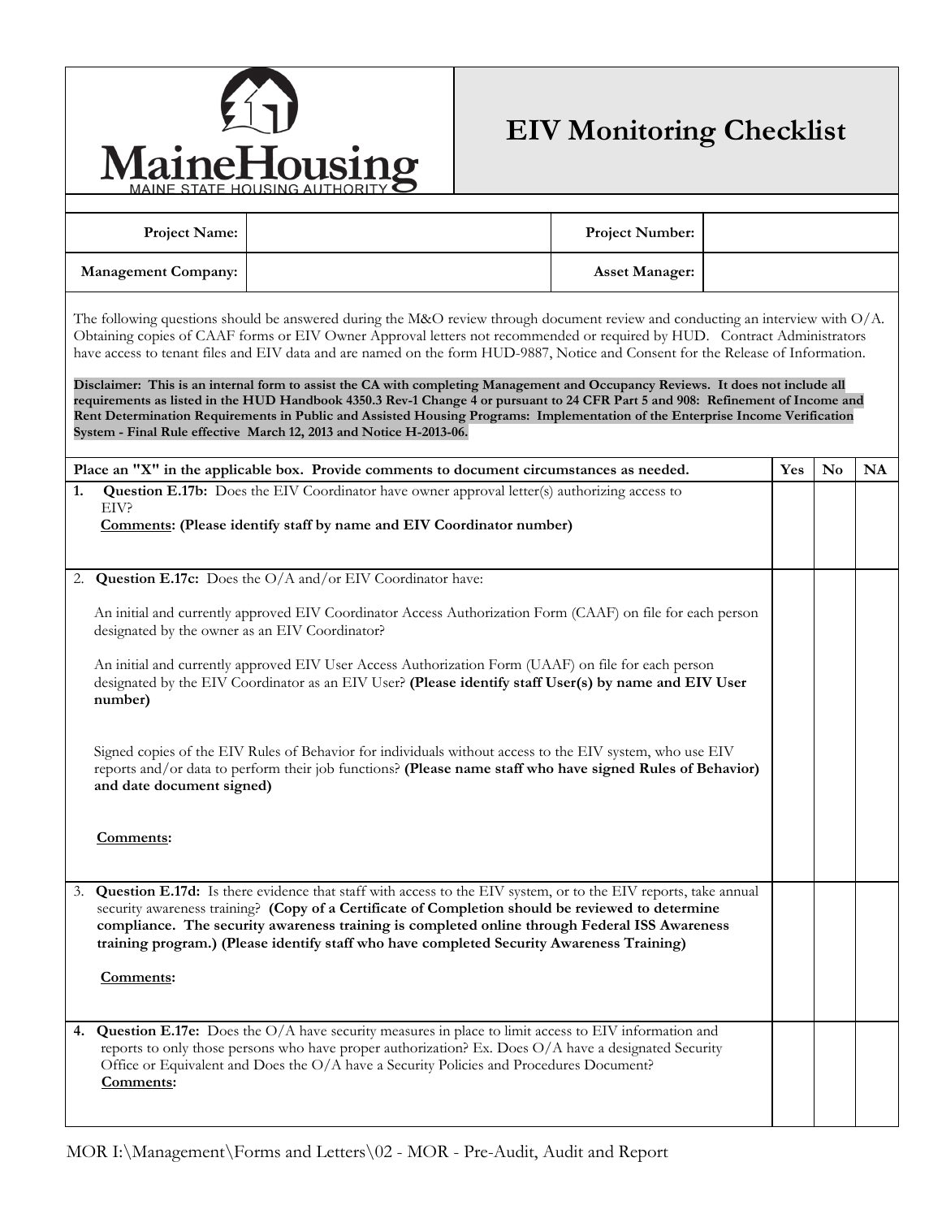MaineHousing
MAINE STATE HOUSING AUTHORITY

# EIV Monitoring Checklist

| Project Name: | | Project Number: | |
|---|---|---|---|
| Management Company: | | Asset Manager: | |

The following questions should be answered during the M&O review through document review and conducting an interview with O/A. Obtaining copies of CAAF forms or EIV Owner Approval letters not recommended or required by HUD. Contract Administrators have access to tenant files and EIV data and are named on the form HUD-9887, Notice and Consent for the Release of Information.

**Disclaimer: This is an internal form to assist the CA with completing Management and Occupancy Reviews. It does not include all requirements as listed in the HUD Handbook 4350.3 Rev-1 Change 4 or pursuant to 24 CFR Part 5 and 908: Refinement of Income and Rent Determination Requirements in Public and Assisted Housing Programs: Implementation of the Enterprise Income Verification System - Final Rule effective March 12, 2013 and Notice H-2013-06.**

| **Place an "X" in the applicable box. Provide comments to document circumstances as needed.** | **Yes** | **No** | **NA** |
|---|---|---|---|
| **1. Question E.17b:** Does the EIV Coordinator have owner approval letter(s) authorizing access to EIV?<br>**Comments: (Please identify staff by name and EIV Coordinator number)** | | | |
| 2. **Question E.17c:** Does the O/A and/or EIV Coordinator have:<br><br>An initial and currently approved EIV Coordinator Access Authorization Form (CAAF) on file for each person designated by the owner as an EIV Coordinator?<br><br>An initial and currently approved EIV User Access Authorization Form (UAAF) on file for each person designated by the EIV Coordinator as an EIV User? **(Please identify staff User(s) by name and EIV User number)**<br><br>Signed copies of the EIV Rules of Behavior for individuals without access to the EIV system, who use EIV reports and/or data to perform their job functions? **(Please name staff who have signed Rules of Behavior) and date document signed)**<br><br>**Comments:** | | | |
| 3. **Question E.17d:** Is there evidence that staff with access to the EIV system, or to the EIV reports, take annual security awareness training? **(Copy of a Certificate of Completion should be reviewed to determine compliance. The security awareness training is completed online through Federal ISS Awareness training program.) (Please identify staff who have completed Security Awareness Training)**<br><br>**Comments:** | | | |
| **4. Question E.17e:** Does the O/A have security measures in place to limit access to EIV information and reports to only those persons who have proper authorization? Ex. Does O/A have a designated Security Office or Equivalent and Does the O/A have a Security Policies and Procedures Document?<br>**Comments:** | | | |

MOR I:\Management\Forms and Letters\02 - MOR - Pre-Audit, Audit and Report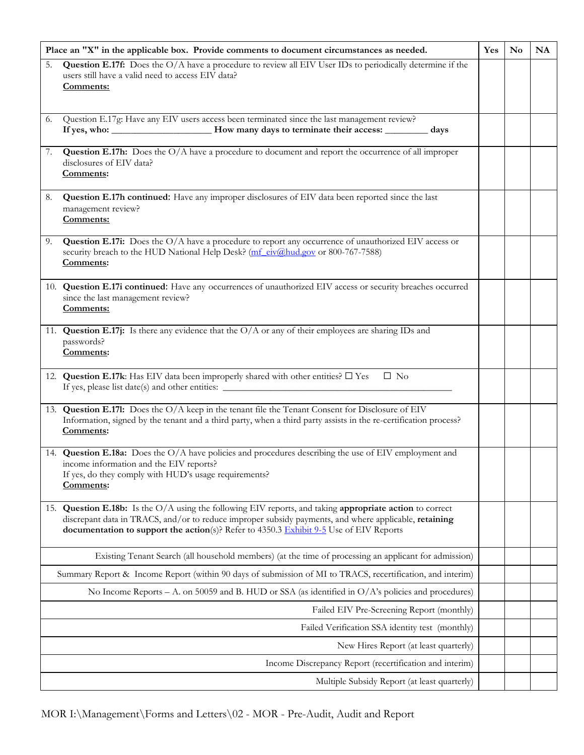| Place an "X" in the applicable box. Provide comments to document circumstances as needed. | Yes | No | NA |
|---|---|---|---|
| 5. **Question E.17f:** Does the O/A have a procedure to review all EIV User IDs to periodically determine if the users still have a valid need to access EIV data?<br>**Comments:** | | | |
| 6. Question E.17g: Have any EIV users access been terminated since the last management review?<br>**If yes, who: ____________________ How many days to terminate their access: ________ days** | | | |
| 7. **Question E.17h:** Does the O/A have a procedure to document and report the occurrence of all improper disclosures of EIV data?<br>**Comments:** | | | |
| 8. **Question E.17h continued**: Have any improper disclosures of EIV data been reported since the last management review?<br>**Comments:** | | | |
| 9. **Question E.17i:** Does the O/A have a procedure to report any occurrence of unauthorized EIV access or security breach to the HUD National Help Desk? (mf_eiv@hud.gov or 800-767-7588)<br>**Comments:** | | | |
| 10. **Question E.17i continued**: Have any occurrences of unauthorized EIV access or security breaches occurred since the last management review?<br>**Comments:** | | | |
| 11. **Question E.17j:** Is there any evidence that the O/A or any of their employees are sharing IDs and passwords?<br>**Comments:** | | | |
| 12. **Question E.17k**: Has EIV data been improperly shared with other entities? ☐ Yes ☐ No<br>If yes, please list date(s) and other entities: ________________________________________________ | | | |
| 13. **Question E.17l:** Does the O/A keep in the tenant file the Tenant Consent for Disclosure of EIV Information, signed by the tenant and a third party, when a third party assists in the re-certification process?<br>**Comments:** | | | |
| 14. **Question E.18a:** Does the O/A have policies and procedures describing the use of EIV employment and income information and the EIV reports?<br>If yes, do they comply with HUD's usage requirements?<br>**Comments:** | | | |
| 15. **Question E.18b:** Is the O/A using the following EIV reports, and taking **appropriate action** to correct discrepant data in TRACS, and/or to reduce improper subsidy payments, and where applicable, **retaining documentation to support the action**(s)? Refer to 4350.3 Exhibit 9-5 Use of EIV Reports | | | |
| Existing Tenant Search (all household members) (at the time of processing an applicant for admission) | | | |
| Summary Report & Income Report (within 90 days of submission of MI to TRACS, recertification, and interim) | | | |
| No Income Reports – A. on 50059 and B. HUD or SSA (as identified in O/A's policies and procedures) | | | |
| Failed EIV Pre-Screening Report (monthly) | | | |
| Failed Verification SSA identity test (monthly) | | | |
| New Hires Report (at least quarterly) | | | |
| Income Discrepancy Report (recertification and interim) | | | |
| Multiple Subsidy Report (at least quarterly) | | | |

MOR I:\Management\Forms and Letters\02 - MOR - Pre-Audit, Audit and Report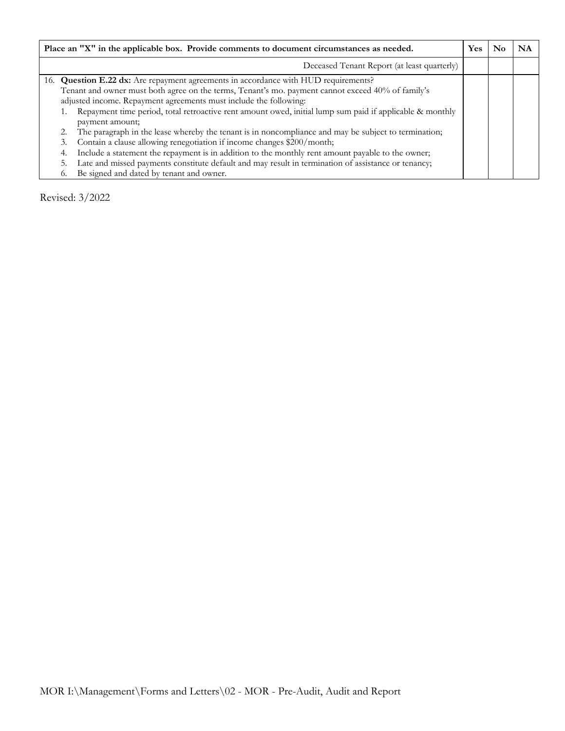| Place an "X" in the applicable box. Provide comments to document circumstances as needed. | Yes | No | NA |
|---|---|---|---|
| Deceased Tenant Report (at least quarterly) | | | |
| 16. **Question E.22 dx:** Are repayment agreements in accordance with HUD requirements? Tenant and owner must both agree on the terms, Tenant's mo. payment cannot exceed 40% of family's adjusted income. Repayment agreements must include the following: 1. Repayment time period, total retroactive rent amount owed, initial lump sum paid if applicable & monthly payment amount; 2. The paragraph in the lease whereby the tenant is in noncompliance and may be subject to termination; 3. Contain a clause allowing renegotiation if income changes $200/month; 4. Include a statement the repayment is in addition to the monthly rent amount payable to the owner; 5. Late and missed payments constitute default and may result in termination of assistance or tenancy; 6. Be signed and dated by tenant and owner. | | | |

Revised: 3/2022

MOR I:\Management\Forms and Letters\02 - MOR - Pre-Audit, Audit and Report